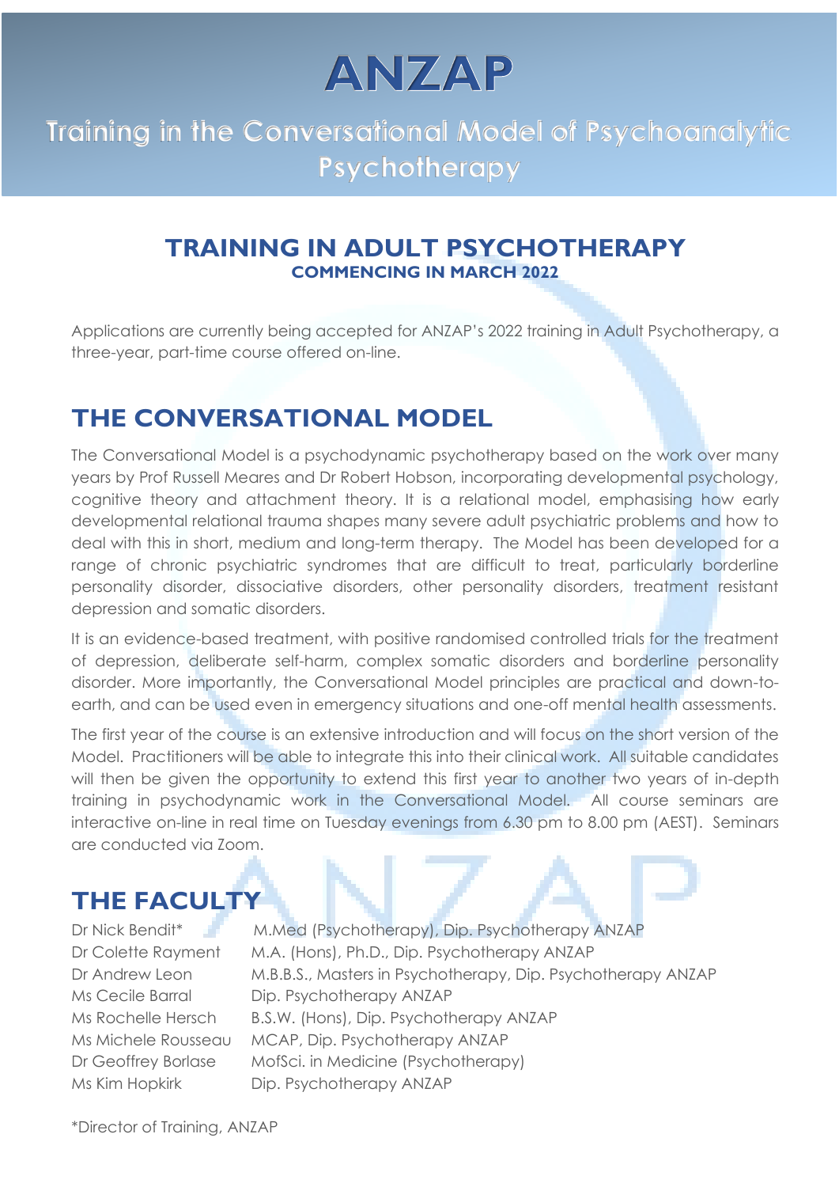# ANZAP

## Training in the Conversational Model of Psychoanalytic Psychotherapy

## TRAINING IN ADULT PSYCHOTHERAPY

**COMMENCING IN MARCH 2022**

Applications are currently being accepted for ANZAP's 2022 training in Adult Psychotherapy, a three-year, part-time course offered on-line.

## THE CONVERSATIONAL MODEL

The Conversational Model is a psychodynamic psychotherapy based on the work over many years by Prof Russell Meares and Dr Robert Hobson, incorporating developmental psychology, cognitive theory and attachment theory. It is a relational model, emphasising how early developmental relational trauma shapes many severe adult psychiatric problems and how to deal with this in short, medium and long-term therapy. The Model has been developed for a range of chronic psychiatric syndromes that are difficult to treat, particularly borderline personality disorder, dissociative disorders, other personality disorders, treatment resistant depression and somatic disorders.

It is an evidence-based treatment, with positive randomised controlled trials for the treatment of depression, deliberate self-harm, complex somatic disorders and borderline personality disorder. More importantly, the Conversational Model principles are practical and down-to-earth, and can be used even in emergency situations and one-off mental health assessments.

The first year of the course is an extensive introduction and will focus on the short version of the Model. Practitioners will be able to integrate this into their clinical work. All suitable candidates will then be given the opportunity to extend this first year to another two years of in-depth training in psychodynamic work in the Conversational Model. All course seminars are interactive on-line in real time on Tuesday evenings from 6.30 pm to 8.00 pm (AEST). Seminars are conducted via Zoom.

## THE FACULTY

| | |
|---|---|
| Dr Nick Bendit* | M.Med (Psychotherapy), Dip. Psychotherapy ANZAP |
| Dr Colette Rayment | M.A. (Hons), Ph.D., Dip. Psychotherapy ANZAP |
| Dr Andrew Leon | M.B.B.S., Masters in Psychotherapy, Dip. Psychotherapy ANZAP |
| Ms Cecile Barral | Dip. Psychotherapy ANZAP |
| Ms Rochelle Hersch | B.S.W. (Hons), Dip. Psychotherapy ANZAP |
| Ms Michele Rousseau | MCAP, Dip. Psychotherapy ANZAP |
| Dr Geoffrey Borlase | MofSci. in Medicine (Psychotherapy) |
| Ms Kim Hopkirk | Dip. Psychotherapy ANZAP |

*Director of Training, ANZAP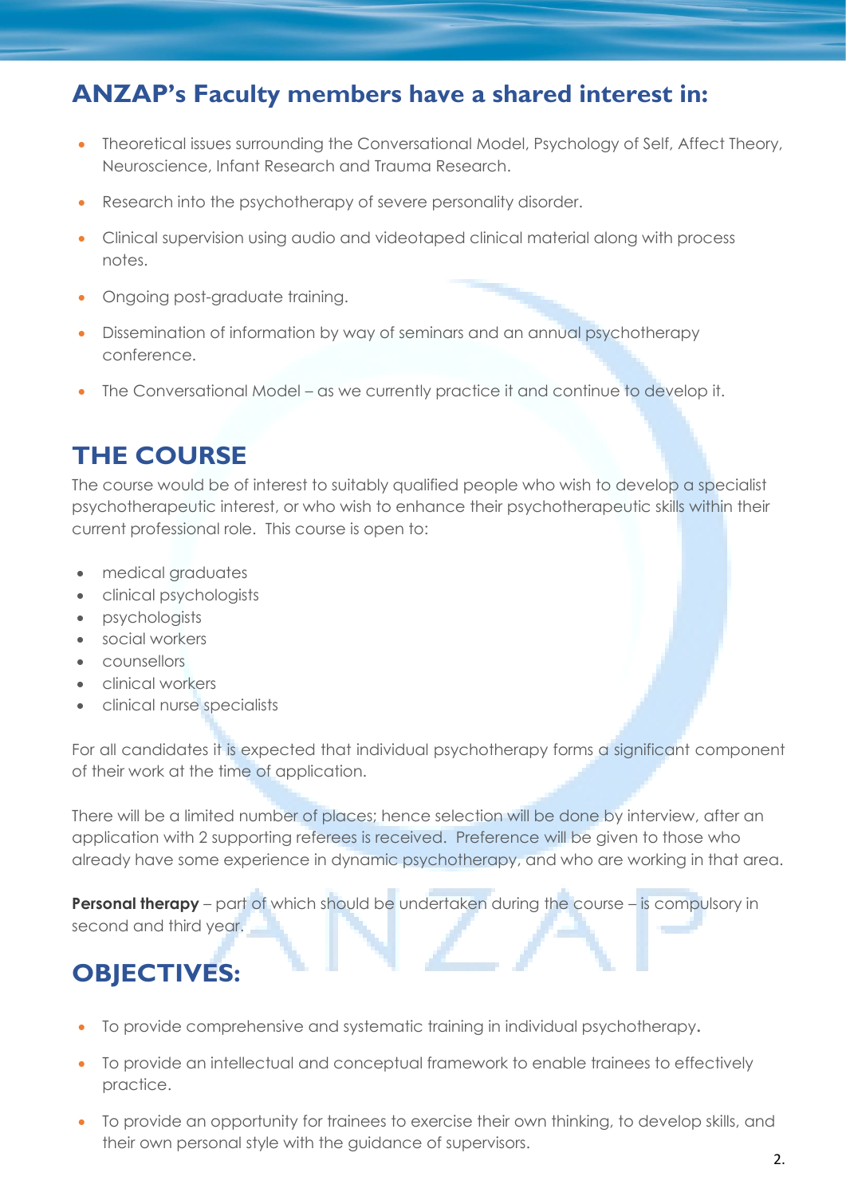## ANZAP's Faculty members have a shared interest in:

- Theoretical issues surrounding the Conversational Model, Psychology of Self, Affect Theory, Neuroscience, Infant Research and Trauma Research.
- Research into the psychotherapy of severe personality disorder.
- Clinical supervision using audio and videotaped clinical material along with process notes.
- Ongoing post-graduate training.
- Dissemination of information by way of seminars and an annual psychotherapy conference.
- The Conversational Model – as we currently practice it and continue to develop it.

## THE COURSE

The course would be of interest to suitably qualified people who wish to develop a specialist psychotherapeutic interest, or who wish to enhance their psychotherapeutic skills within their current professional role. This course is open to:

- medical graduates
- clinical psychologists
- psychologists
- social workers
- counsellors
- clinical workers
- clinical nurse specialists

For all candidates it is expected that individual psychotherapy forms a significant component of their work at the time of application.

There will be a limited number of places; hence selection will be done by interview, after an application with 2 supporting referees is received. Preference will be given to those who already have some experience in dynamic psychotherapy, and who are working in that area.

**Personal therapy** – part of which should be undertaken during the course – is compulsory in second and third year.

## OBJECTIVES:

- To provide comprehensive and systematic training in individual psychotherapy.
- To provide an intellectual and conceptual framework to enable trainees to effectively practice.
- To provide an opportunity for trainees to exercise their own thinking, to develop skills, and their own personal style with the guidance of supervisors.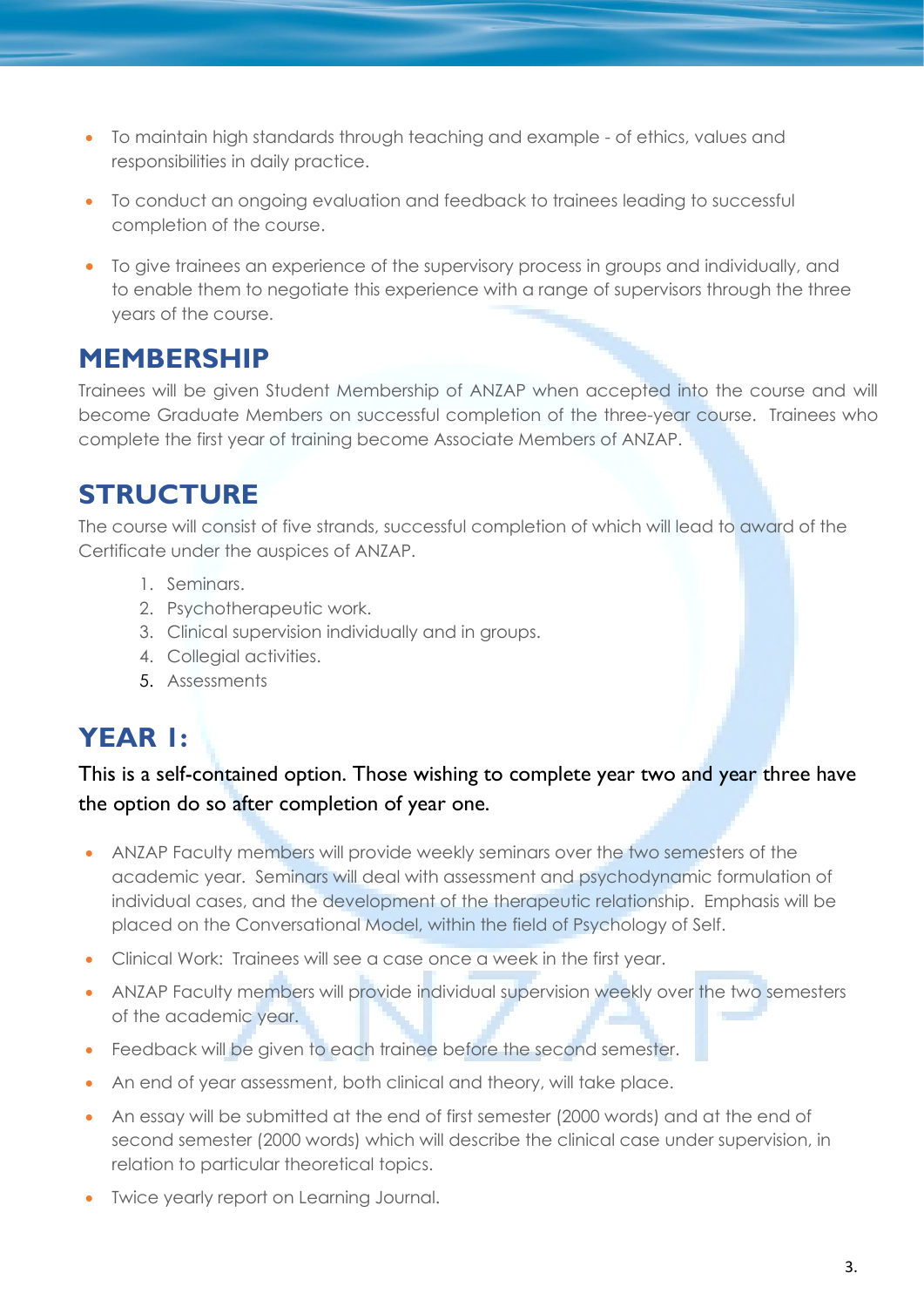- To maintain high standards through teaching and example - of ethics, values and responsibilities in daily practice.
- To conduct an ongoing evaluation and feedback to trainees leading to successful completion of the course.
- To give trainees an experience of the supervisory process in groups and individually, and to enable them to negotiate this experience with a range of supervisors through the three years of the course.

## MEMBERSHIP

Trainees will be given Student Membership of ANZAP when accepted into the course and will become Graduate Members on successful completion of the three-year course. Trainees who complete the first year of training become Associate Members of ANZAP.

## STRUCTURE

The course will consist of five strands, successful completion of which will lead to award of the Certificate under the auspices of ANZAP.

1. Seminars.
2. Psychotherapeutic work.
3. Clinical supervision individually and in groups.
4. Collegial activities.
5. Assessments

## YEAR 1:

This is a self-contained option. Those wishing to complete year two and year three have the option do so after completion of year one.

- ANZAP Faculty members will provide weekly seminars over the two semesters of the academic year. Seminars will deal with assessment and psychodynamic formulation of individual cases, and the development of the therapeutic relationship. Emphasis will be placed on the Conversational Model, within the field of Psychology of Self.
- Clinical Work: Trainees will see a case once a week in the first year.
- ANZAP Faculty members will provide individual supervision weekly over the two semesters of the academic year.
- Feedback will be given to each trainee before the second semester.
- An end of year assessment, both clinical and theory, will take place.
- An essay will be submitted at the end of first semester (2000 words) and at the end of second semester (2000 words) which will describe the clinical case under supervision, in relation to particular theoretical topics.
- Twice yearly report on Learning Journal.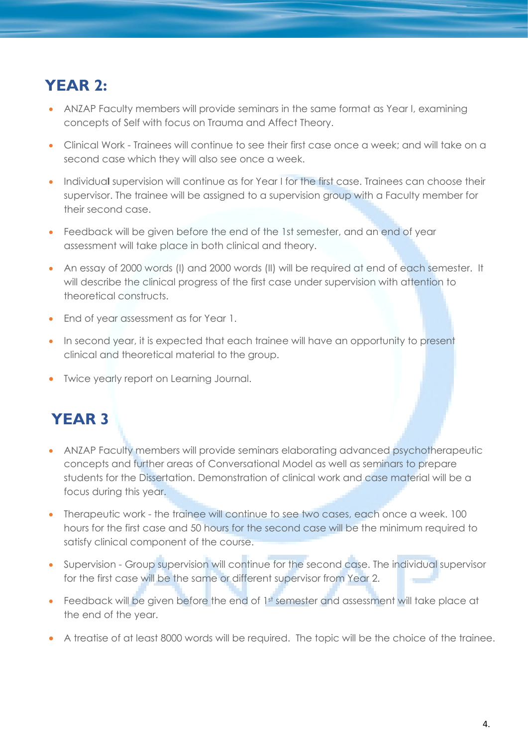## YEAR 2:

- ANZAP Faculty members will provide seminars in the same format as Year I, examining concepts of Self with focus on Trauma and Affect Theory.
- Clinical Work - Trainees will continue to see their first case once a week; and will take on a second case which they will also see once a week.
- Individual supervision will continue as for Year I for the first case. Trainees can choose their supervisor. The trainee will be assigned to a supervision group with a Faculty member for their second case.
- Feedback will be given before the end of the 1st semester, and an end of year assessment will take place in both clinical and theory.
- An essay of 2000 words (I) and 2000 words (II) will be required at end of each semester. It will describe the clinical progress of the first case under supervision with attention to theoretical constructs.
- End of year assessment as for Year 1.
- In second year, it is expected that each trainee will have an opportunity to present clinical and theoretical material to the group.
- Twice yearly report on Learning Journal.

## YEAR 3

- ANZAP Faculty members will provide seminars elaborating advanced psychotherapeutic concepts and further areas of Conversational Model as well as seminars to prepare students for the Dissertation. Demonstration of clinical work and case material will be a focus during this year.
- Therapeutic work - the trainee will continue to see two cases, each once a week. 100 hours for the first case and 50 hours for the second case will be the minimum required to satisfy clinical component of the course.
- Supervision - Group supervision will continue for the second case. The individual supervisor for the first case will be the same or different supervisor from Year 2.
- Feedback will be given before the end of 1st semester and assessment will take place at the end of the year.
- A treatise of at least 8000 words will be required. The topic will be the choice of the trainee.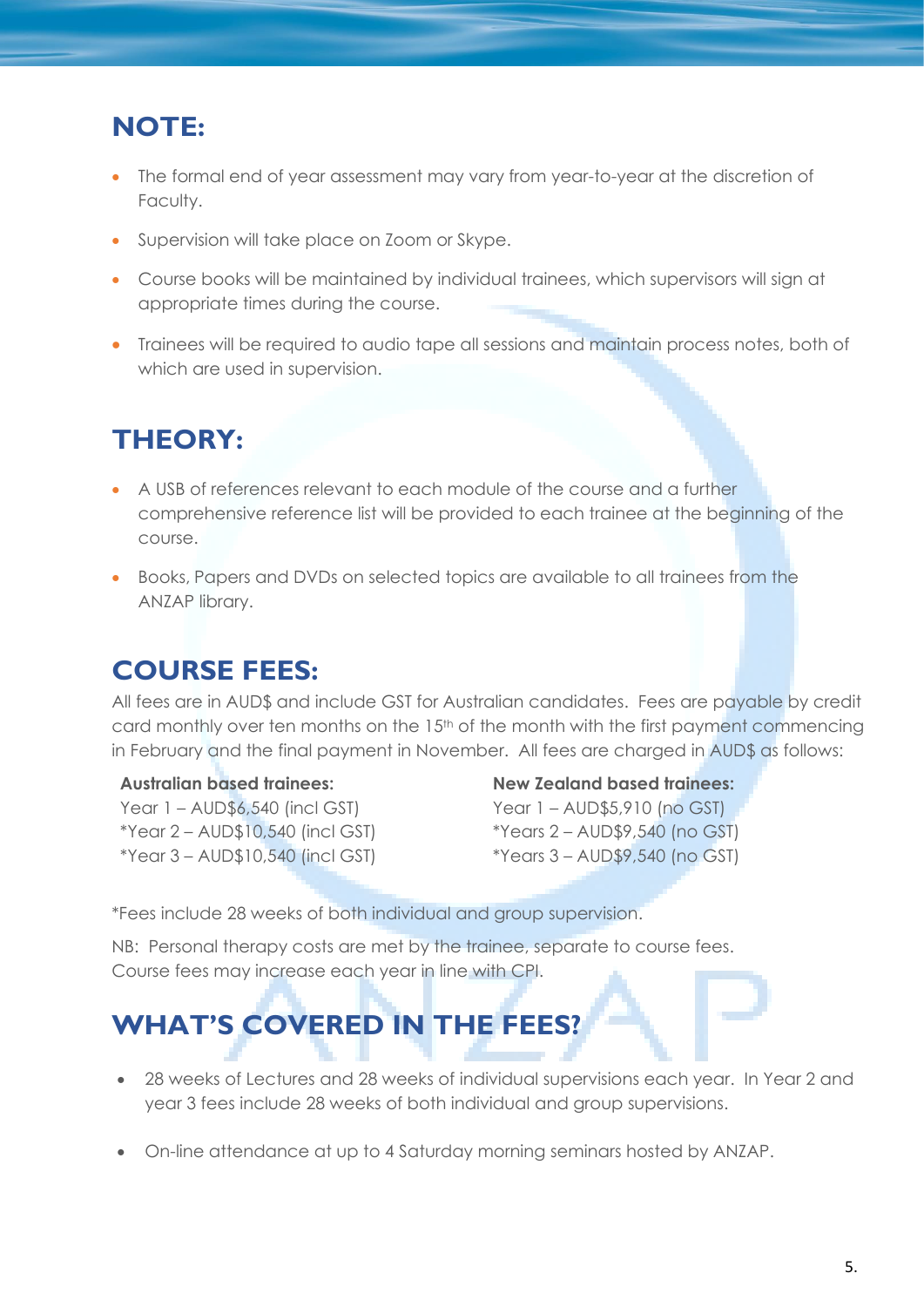## NOTE:

- The formal end of year assessment may vary from year-to-year at the discretion of Faculty.
- Supervision will take place on Zoom or Skype.
- Course books will be maintained by individual trainees, which supervisors will sign at appropriate times during the course.
- Trainees will be required to audio tape all sessions and maintain process notes, both of which are used in supervision.

## THEORY:

- A USB of references relevant to each module of the course and a further comprehensive reference list will be provided to each trainee at the beginning of the course.
- Books, Papers and DVDs on selected topics are available to all trainees from the ANZAP library.

## COURSE FEES:

All fees are in AUD$ and include GST for Australian candidates. Fees are payable by credit card monthly over ten months on the 15th of the month with the first payment commencing in February and the final payment in November. All fees are charged in AUD$ as follows:

**Australian based trainees:**
Year 1 – AUD$6,540 (incl GST)
*Year 2 – AUD$10,540 (incl GST)
*Year 3 – AUD$10,540 (incl GST)

**New Zealand based trainees:**
Year 1 – AUD$5,910 (no GST)
*Years 2 – AUD$9,540 (no GST)
*Years 3 – AUD$9,540 (no GST)

*Fees include 28 weeks of both individual and group supervision.

NB: Personal therapy costs are met by the trainee, separate to course fees.
Course fees may increase each year in line with CPI.

## WHAT'S COVERED IN THE FEES?

- 28 weeks of Lectures and 28 weeks of individual supervisions each year. In Year 2 and year 3 fees include 28 weeks of both individual and group supervisions.
- On-line attendance at up to 4 Saturday morning seminars hosted by ANZAP.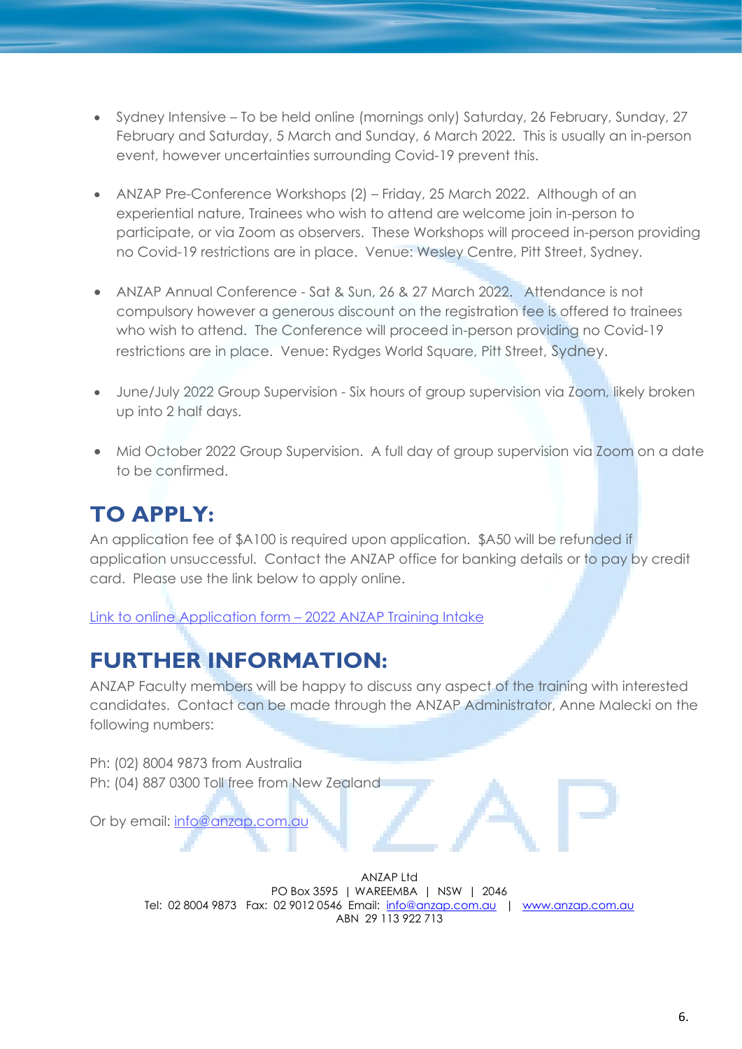- Sydney Intensive – To be held online (mornings only) Saturday, 26 February, Sunday, 27 February and Saturday, 5 March and Sunday, 6 March 2022. This is usually an in-person event, however uncertainties surrounding Covid-19 prevent this.

- ANZAP Pre-Conference Workshops (2) – Friday, 25 March 2022. Although of an experiential nature, Trainees who wish to attend are welcome join in-person to participate, or via Zoom as observers. These Workshops will proceed in-person providing no Covid-19 restrictions are in place. Venue: Wesley Centre, Pitt Street, Sydney.

- ANZAP Annual Conference - Sat & Sun, 26 & 27 March 2022. Attendance is not compulsory however a generous discount on the registration fee is offered to trainees who wish to attend. The Conference will proceed in-person providing no Covid-19 restrictions are in place. Venue: Rydges World Square, Pitt Street, Sydney.

- June/July 2022 Group Supervision - Six hours of group supervision via Zoom, likely broken up into 2 half days.

- Mid October 2022 Group Supervision. A full day of group supervision via Zoom on a date to be confirmed.

## TO APPLY:

An application fee of $A100 is required upon application. $A50 will be refunded if application unsuccessful. Contact the ANZAP office for banking details or to pay by credit card. Please use the link below to apply online.

Link to online Application form – 2022 ANZAP Training Intake

## FURTHER INFORMATION:

ANZAP Faculty members will be happy to discuss any aspect of the training with interested candidates. Contact can be made through the ANZAP Administrator, Anne Malecki on the following numbers:

Ph: (02) 8004 9873 from Australia
Ph: (04) 887 0300 Toll free from New Zealand

Or by email: info@anzap.com.au

ANZAP Ltd
PO Box 3595 | WAREEMBA | NSW | 2046
Tel: 02 8004 9873 Fax: 02 9012 0546 Email: info@anzap.com.au | www.anzap.com.au
ABN 29 113 922 713